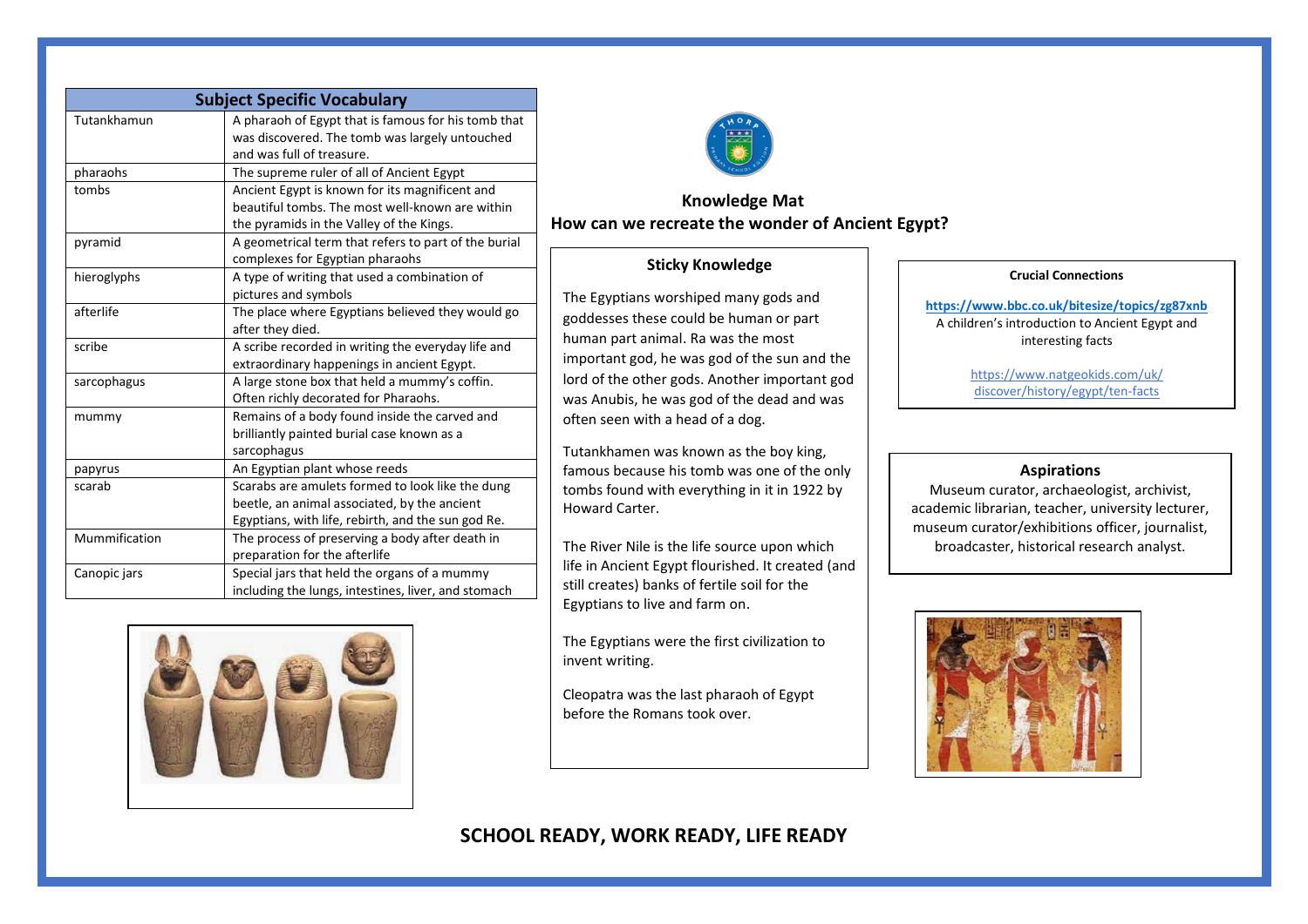## Knowledge Mat

## How can we recreate the wonder of Ancient Egypt?

| Subject Specific Vocabulary | |
|---|---|
| Tutankhamun | A pharaoh of Egypt that is famous for his tomb that was discovered. The tomb was largely untouched and was full of treasure. |
| pharaohs | The supreme ruler of all of Ancient Egypt |
| tombs | Ancient Egypt is known for its magnificent and beautiful tombs. The most well-known are within the pyramids in the Valley of the Kings. |
| pyramid | A geometrical term that refers to part of the burial complexes for Egyptian pharaohs |
| hieroglyphs | A type of writing that used a combination of pictures and symbols |
| afterlife | The place where Egyptians believed they would go after they died. |
| scribe | A scribe recorded in writing the everyday life and extraordinary happenings in ancient Egypt. |
| sarcophagus | A large stone box that held a mummy's coffin. Often richly decorated for Pharaohs. |
| mummy | Remains of a body found inside the carved and brilliantly painted burial case known as a sarcophagus |
| papyrus | An Egyptian plant whose reeds |
| scarab | Scarabs are amulets formed to look like the dung beetle, an animal associated, by the ancient Egyptians, with life, rebirth, and the sun god Re. |
| Mummification | The process of preserving a body after death in preparation for the afterlife |
| Canopic jars | Special jars that held the organs of a mummy including the lungs, intestines, liver, and stomach |

### Sticky Knowledge

The Egyptians worshiped many gods and goddesses these could be human or part human part animal. Ra was the most important god, he was god of the sun and the lord of the other gods. Another important god was Anubis, he was god of the dead and was often seen with a head of a dog.

Tutankhamen was known as the boy king, famous because his tomb was one of the only tombs found with everything in it in 1922 by Howard Carter.

The River Nile is the life source upon which life in Ancient Egypt flourished. It created (and still creates) banks of fertile soil for the Egyptians to live and farm on.

The Egyptians were the first civilization to invent writing.

Cleopatra was the last pharaoh of Egypt before the Romans took over.

### Crucial Connections

**https://www.bbc.co.uk/bitesize/topics/zg87xnb**
A children's introduction to Ancient Egypt and interesting facts

https://www.natgeokids.com/uk/discover/history/egypt/ten-facts

### Aspirations

Museum curator, archaeologist, archivist, academic librarian, teacher, university lecturer, museum curator/exhibitions officer, journalist, broadcaster, historical research analyst.

**SCHOOL READY, WORK READY, LIFE READY**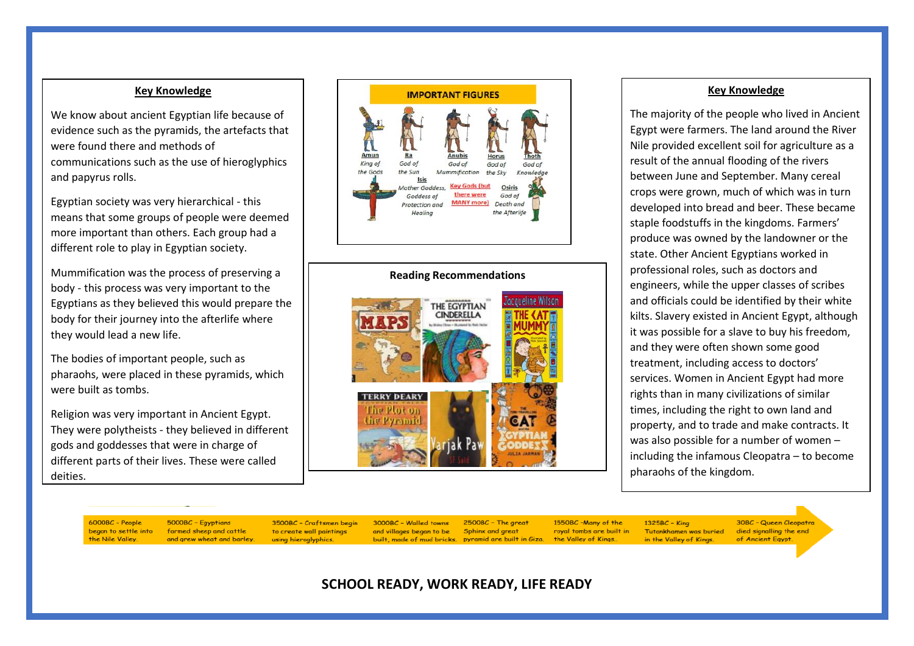## Key Knowledge

We know about ancient Egyptian life because of evidence such as the pyramids, the artefacts that were found there and methods of communications such as the use of hieroglyphics and papyrus rolls.

Egyptian society was very hierarchical - this means that some groups of people were deemed more important than others. Each group had a different role to play in Egyptian society.

Mummification was the process of preserving a body - this process was very important to the Egyptians as they believed this would prepare the body for their journey into the afterlife where they would lead a new life.

The bodies of important people, such as pharaohs, were placed in these pyramids, which were built as tombs.

Religion was very important in Ancient Egypt. They were polytheists - they believed in different gods and goddesses that were in charge of different parts of their lives. These were called deities.

## IMPORTANT FIGURES

**Amun** – King of the Gods

**Ra** – God of the Sun

**Anubis** – God of Mummification

**Horus** – God of the Sky

**Thoth** – God of Knowledge

**Isis** – Mother Goddess, Goddess of Protection and Healing

Key Gods (but there were MANY more)

**Osiris** – God of Death and the Afterlife

## Reading Recommendations

MAPS

THE EGYPTIAN CINDERELLA

Jacqueline Wilson – THE CAT MUMMY

TERRY DEARY – EGYPTIAN TALES – The Plot on the Pyramid

Varjak Paw – SF Said

THE TIME-TRAVELLING CAT and the EGYPTIAN GODDESS – JULIA JARMAN

## Key Knowledge

The majority of the people who lived in Ancient Egypt were farmers. The land around the River Nile provided excellent soil for agriculture as a result of the annual flooding of the rivers between June and September. Many cereal crops were grown, much of which was in turn developed into bread and beer. These became staple foodstuffs in the kingdoms. Farmers' produce was owned by the landowner or the state. Other Ancient Egyptians worked in professional roles, such as doctors and engineers, while the upper classes of scribes and officials could be identified by their white kilts. Slavery existed in Ancient Egypt, although it was possible for a slave to buy his freedom, and they were often shown some good treatment, including access to doctors' services. Women in Ancient Egypt had more rights than in many civilizations of similar times, including the right to own land and property, and to trade and make contracts. It was also possible for a number of women – including the infamous Cleopatra – to become pharaohs of the kingdom.

## Timeline

- 6000BC - People began to settle into the Nile Valley.
- 5000BC - Egyptians farmed sheep and cattle and grew wheat and barley.
- 3500BC - Craftsmen begin to create wall paintings using hieroglyphics.
- 3000BC - Walled towns and villages began to be built, made of mud bricks.
- 2500BC - The great Sphinx and great pyramid are built in Giza.
- 1550BC - Many of the royal tombs are built in the Valley of Kings.
- 1325BC - King Tutankhamen was buried in the Valley of Kings.
- 30BC - Queen Cleopatra died signalling the end of Ancient Egypt.

**SCHOOL READY, WORK READY, LIFE READY**